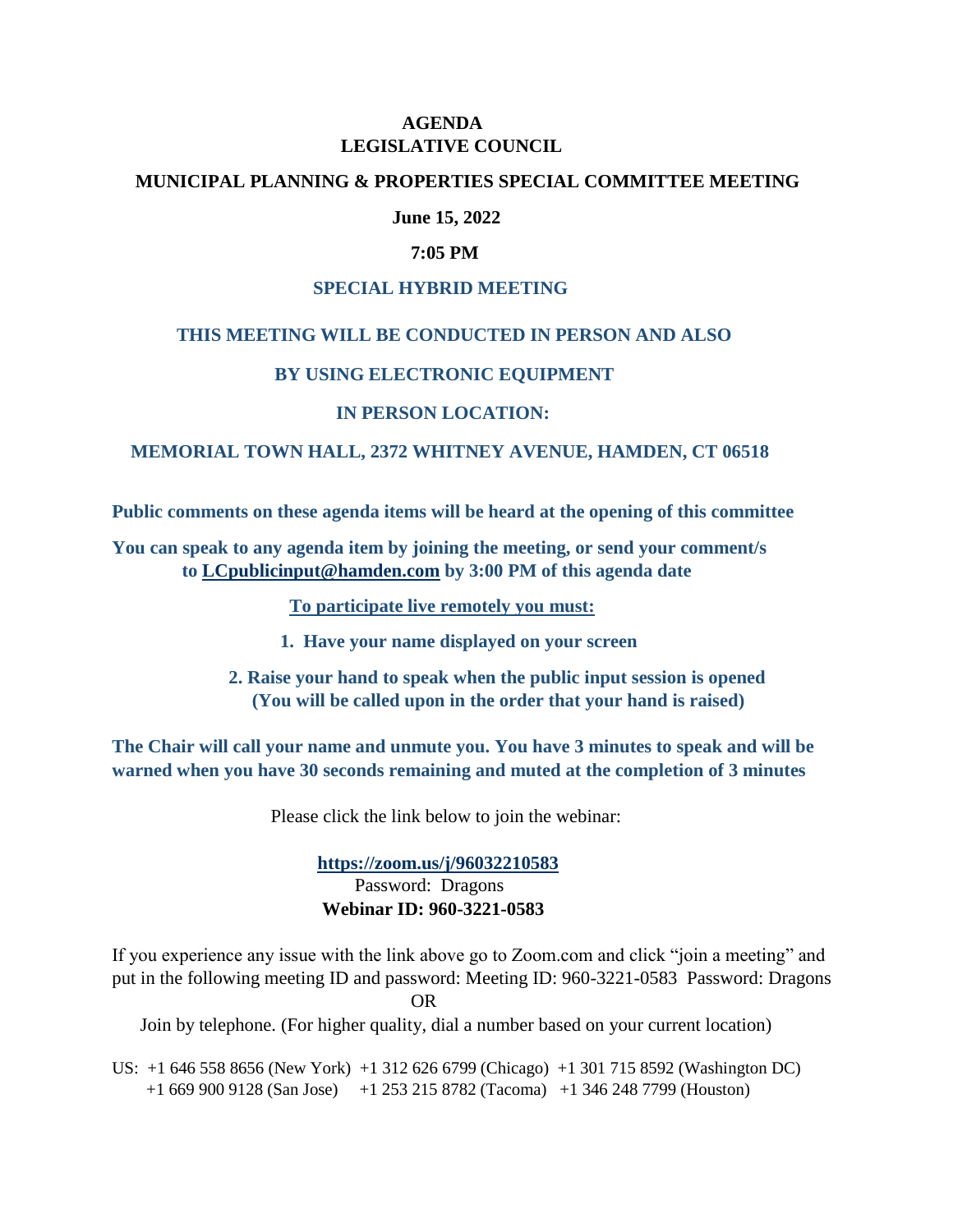# AGENDA
# LEGISLATIVE COUNCIL

## MUNICIPAL PLANNING & PROPERTIES SPECIAL COMMITTEE MEETING

**June 15, 2022**

**7:05 PM**

**SPECIAL HYBRID MEETING**

**THIS MEETING WILL BE CONDUCTED IN PERSON AND ALSO**

**BY USING ELECTRONIC EQUIPMENT**

**IN PERSON LOCATION:**

**MEMORIAL TOWN HALL, 2372 WHITNEY AVENUE, HAMDEN, CT 06518**

**Public comments on these agenda items will be heard at the opening of this committee**

**You can speak to any agenda item by joining the meeting, or send your comment/s to LCpublicinput@hamden.com by 3:00 PM of this agenda date**

**To participate live remotely you must:**

1. **Have your name displayed on your screen**
2. **Raise your hand to speak when the public input session is opened (You will be called upon in the order that your hand is raised)**

**The Chair will call your name and unmute you. You have 3 minutes to speak and will be warned when you have 30 seconds remaining and muted at the completion of 3 minutes**

Please click the link below to join the webinar:

**https://zoom.us/j/96032210583**
Password: Dragons
**Webinar ID: 960-3221-0583**

If you experience any issue with the link above go to Zoom.com and click "join a meeting" and put in the following meeting ID and password: Meeting ID: 960-3221-0583 Password: Dragons

OR

Join by telephone. (For higher quality, dial a number based on your current location)

US: +1 646 558 8656 (New York) +1 312 626 6799 (Chicago) +1 301 715 8592 (Washington DC)
+1 669 900 9128 (San Jose) +1 253 215 8782 (Tacoma) +1 346 248 7799 (Houston)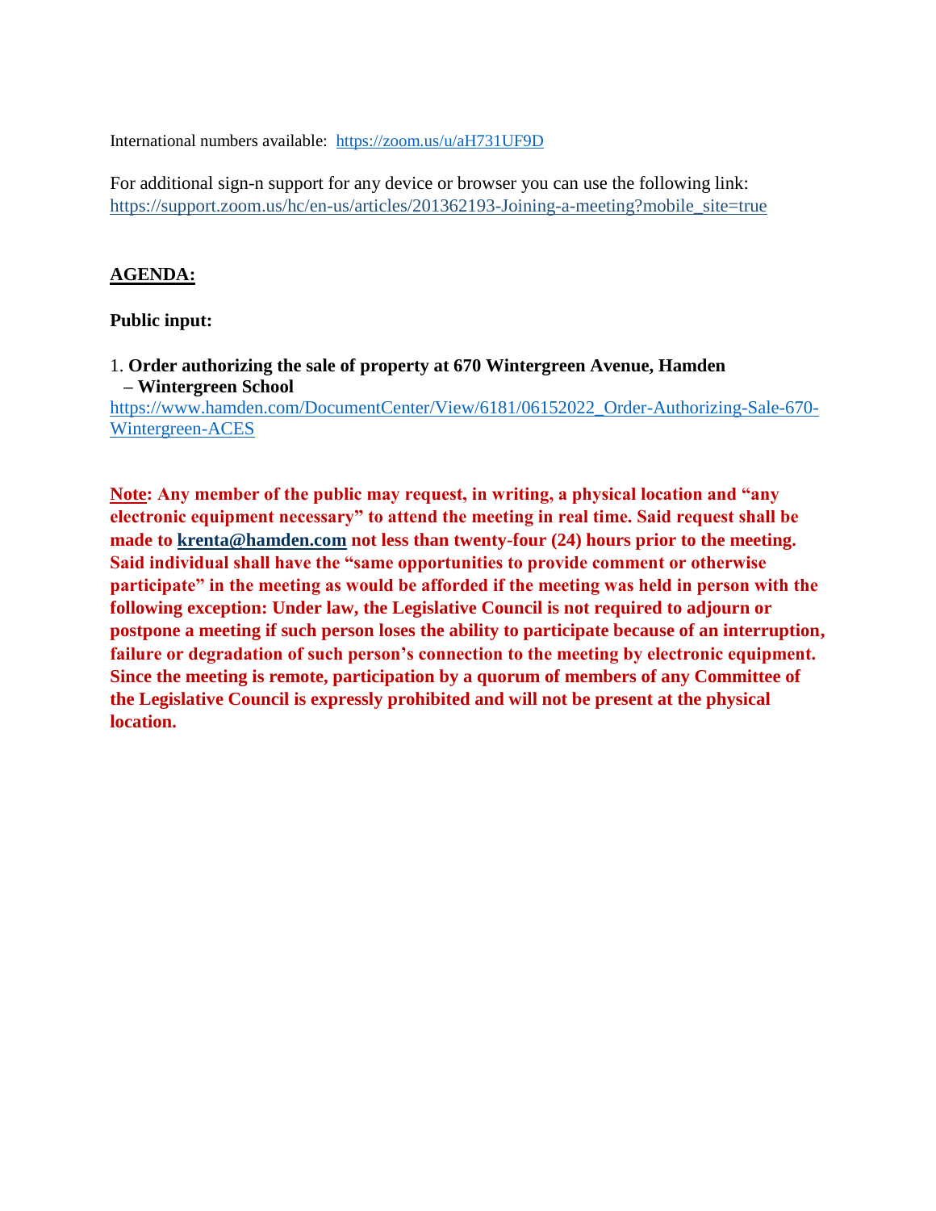International numbers available: https://zoom.us/u/aH731UF9D

For additional sign-n support for any device or browser you can use the following link: https://support.zoom.us/hc/en-us/articles/201362193-Joining-a-meeting?mobile_site=true

**AGENDA:**

**Public input:**

1. **Order authorizing the sale of property at 670 Wintergreen Avenue, Hamden – Wintergreen School**
https://www.hamden.com/DocumentCenter/View/6181/06152022_Order-Authorizing-Sale-670-Wintergreen-ACES

**Note: Any member of the public may request, in writing, a physical location and "any electronic equipment necessary" to attend the meeting in real time. Said request shall be made to krenta@hamden.com not less than twenty-four (24) hours prior to the meeting. Said individual shall have the "same opportunities to provide comment or otherwise participate" in the meeting as would be afforded if the meeting was held in person with the following exception: Under law, the Legislative Council is not required to adjourn or postpone a meeting if such person loses the ability to participate because of an interruption, failure or degradation of such person's connection to the meeting by electronic equipment. Since the meeting is remote, participation by a quorum of members of any Committee of the Legislative Council is expressly prohibited and will not be present at the physical location.**